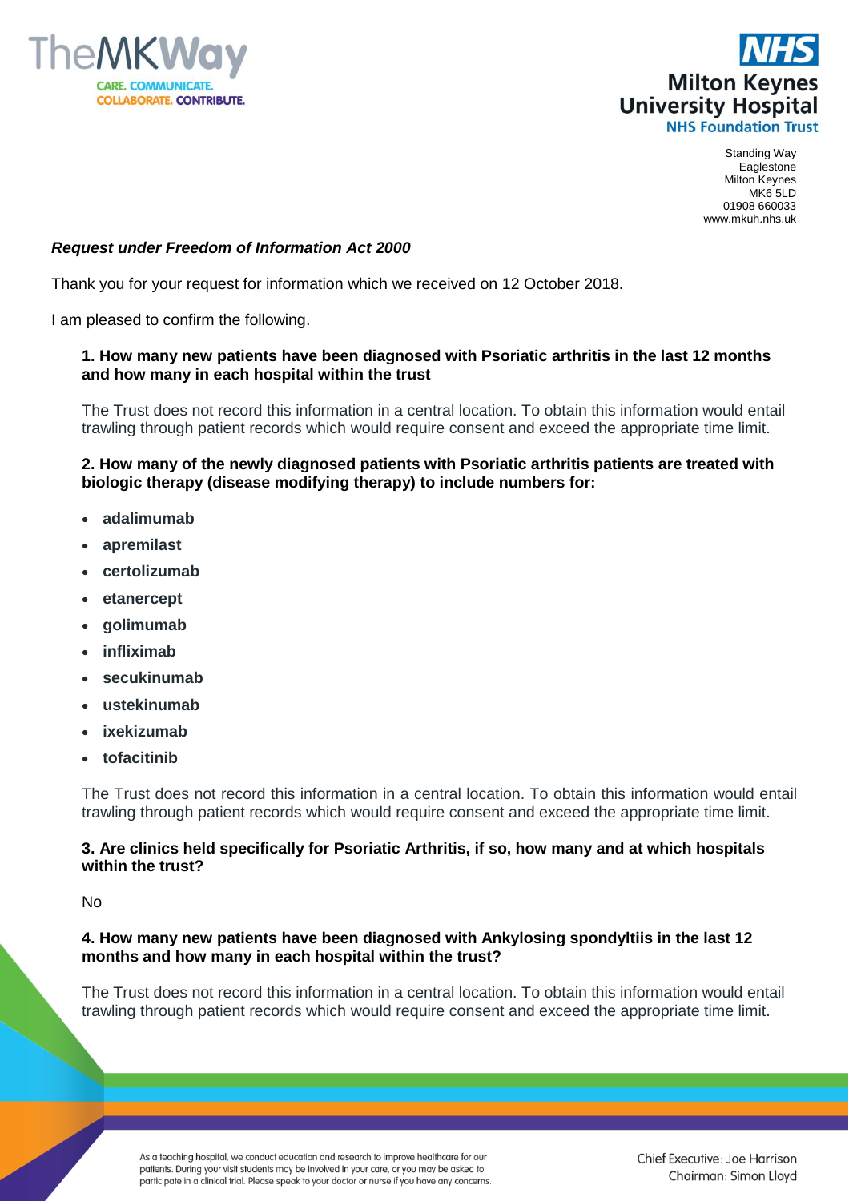TheMKWay

CARE. COMMUNICATE. COLLABORATE. CONTRIBUTE.

NHS
Milton Keynes University Hospital
NHS Foundation Trust

Standing Way
Eaglestone
Milton Keynes
MK6 5LD
01908 660033
www.mkuh.nhs.uk

***Request under Freedom of Information Act 2000***

Thank you for your request for information which we received on 12 October 2018.

I am pleased to confirm the following.

**1. How many new patients have been diagnosed with Psoriatic arthritis in the last 12 months and how many in each hospital within the trust**

The Trust does not record this information in a central location. To obtain this information would entail trawling through patient records which would require consent and exceed the appropriate time limit.

**2. How many of the newly diagnosed patients with Psoriatic arthritis patients are treated with biologic therapy (disease modifying therapy) to include numbers for:**

- **adalimumab**
- **apremilast**
- **certolizumab**
- **etanercept**
- **golimumab**
- **infliximab**
- **secukinumab**
- **ustekinumab**
- **ixekizumab**
- **tofacitinib**

The Trust does not record this information in a central location. To obtain this information would entail trawling through patient records which would require consent and exceed the appropriate time limit.

**3. Are clinics held specifically for Psoriatic Arthritis, if so, how many and at which hospitals within the trust?**

No

**4. How many new patients have been diagnosed with Ankylosing spondyltiis in the last 12 months and how many in each hospital within the trust?**

The Trust does not record this information in a central location. To obtain this information would entail trawling through patient records which would require consent and exceed the appropriate time limit.

As a teaching hospital, we conduct education and research to improve healthcare for our patients. During your visit students may be involved in your care, or you may be asked to participate in a clinical trial. Please speak to your doctor or nurse if you have any concerns.

Chief Executive: Joe Harrison
Chairman: Simon Lloyd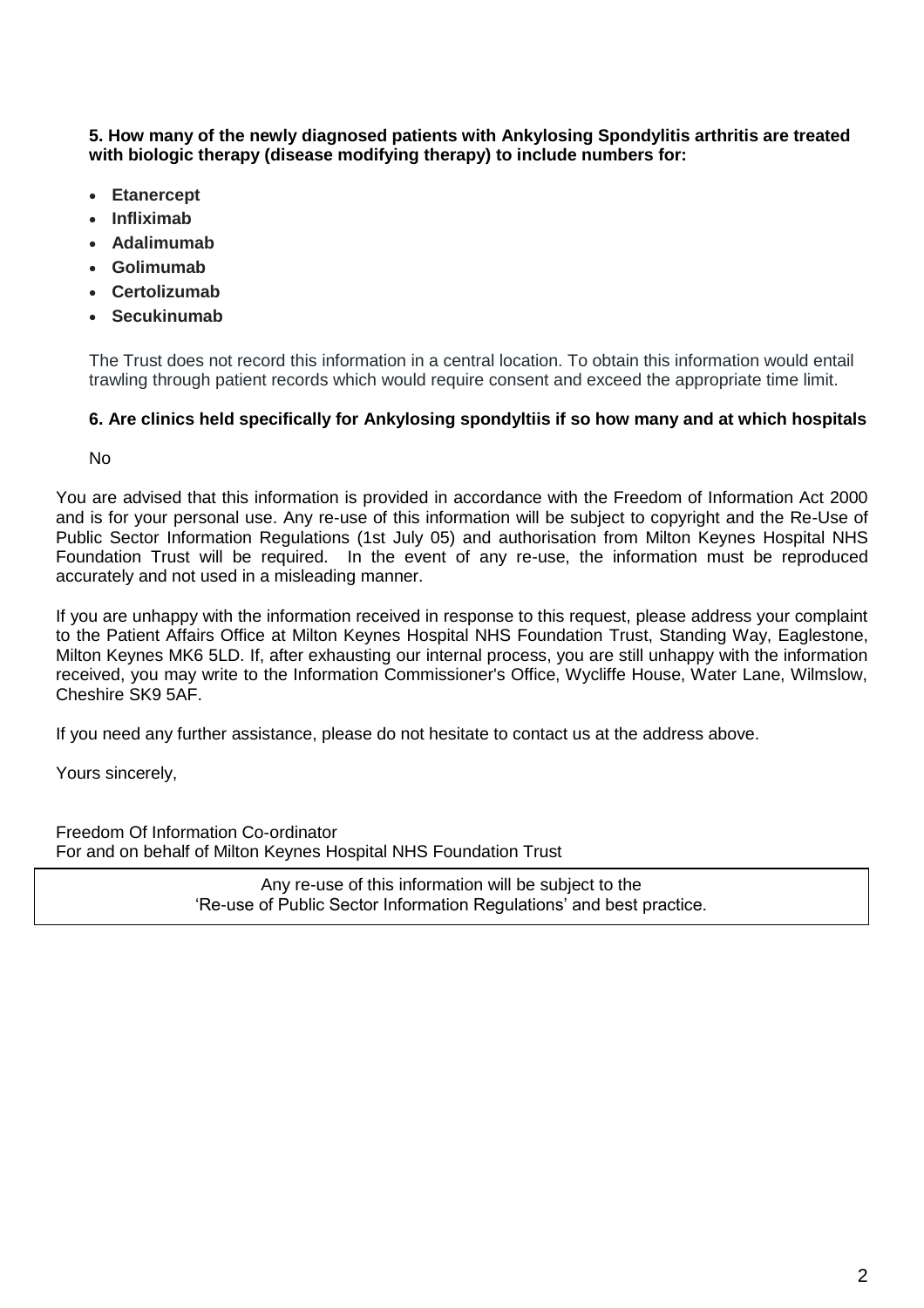**5. How many of the newly diagnosed patients with Ankylosing Spondylitis arthritis are treated with biologic therapy (disease modifying therapy) to include numbers for:**

- **Etanercept**
- **Infliximab**
- **Adalimumab**
- **Golimumab**
- **Certolizumab**
- **Secukinumab**

The Trust does not record this information in a central location. To obtain this information would entail trawling through patient records which would require consent and exceed the appropriate time limit.

**6. Are clinics held specifically for Ankylosing spondyltiis if so how many and at which hospitals**

No

You are advised that this information is provided in accordance with the Freedom of Information Act 2000 and is for your personal use. Any re-use of this information will be subject to copyright and the Re-Use of Public Sector Information Regulations (1st July 05) and authorisation from Milton Keynes Hospital NHS Foundation Trust will be required. In the event of any re-use, the information must be reproduced accurately and not used in a misleading manner.

If you are unhappy with the information received in response to this request, please address your complaint to the Patient Affairs Office at Milton Keynes Hospital NHS Foundation Trust, Standing Way, Eaglestone, Milton Keynes MK6 5LD. If, after exhausting our internal process, you are still unhappy with the information received, you may write to the Information Commissioner's Office, Wycliffe House, Water Lane, Wilmslow, Cheshire SK9 5AF.

If you need any further assistance, please do not hesitate to contact us at the address above.

Yours sincerely,

Freedom Of Information Co-ordinator
For and on behalf of Milton Keynes Hospital NHS Foundation Trust

Any re-use of this information will be subject to the
'Re-use of Public Sector Information Regulations' and best practice.